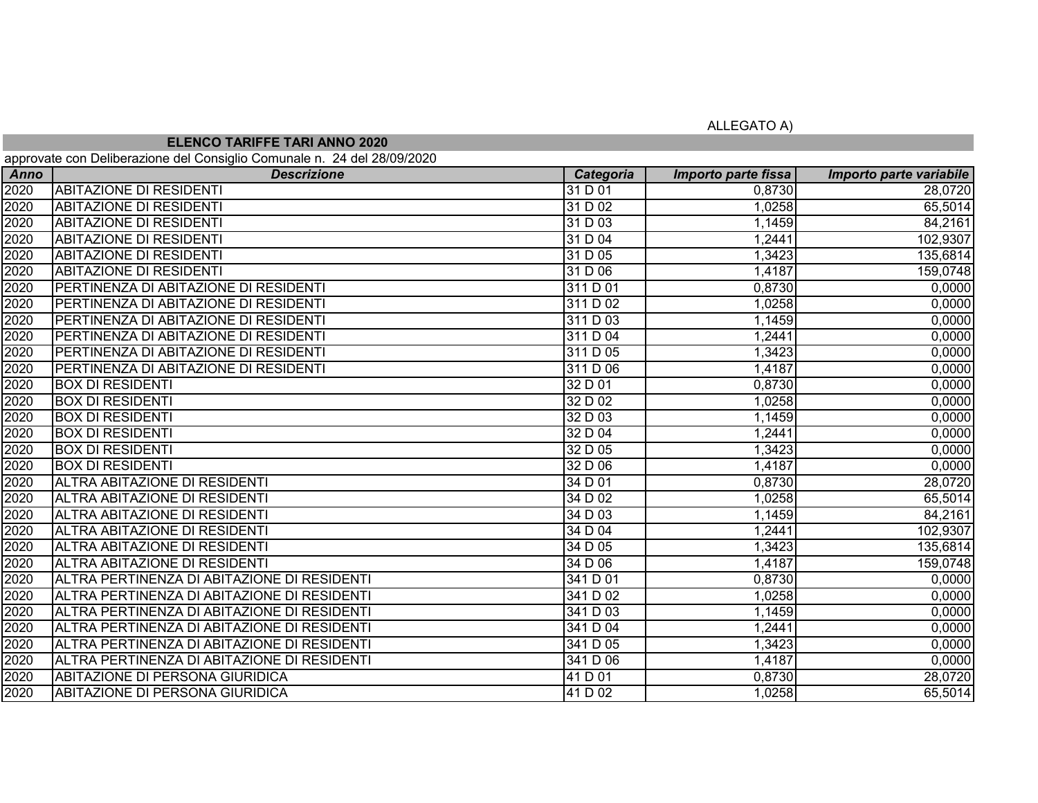ALLEGATO A)

## ELENCO TARIFFE TARI ANNO 2020

approvate con Deliberazione del Consiglio Comunale n. 24 del 28/09/2020

| *Anno* | *Descrizione* | *Categoria* | *Importo parte fissa* | *Importo parte variabile* |
|---|---|---|---|---|
| 2020 | ABITAZIONE DI RESIDENTI | 31 D 01 | 0,8730 | 28,0720 |
| 2020 | ABITAZIONE DI RESIDENTI | 31 D 02 | 1,0258 | 65,5014 |
| 2020 | ABITAZIONE DI RESIDENTI | 31 D 03 | 1,1459 | 84,2161 |
| 2020 | ABITAZIONE DI RESIDENTI | 31 D 04 | 1,2441 | 102,9307 |
| 2020 | ABITAZIONE DI RESIDENTI | 31 D 05 | 1,3423 | 135,6814 |
| 2020 | ABITAZIONE DI RESIDENTI | 31 D 06 | 1,4187 | 159,0748 |
| 2020 | PERTINENZA DI ABITAZIONE DI RESIDENTI | 311 D 01 | 0,8730 | 0,0000 |
| 2020 | PERTINENZA DI ABITAZIONE DI RESIDENTI | 311 D 02 | 1,0258 | 0,0000 |
| 2020 | PERTINENZA DI ABITAZIONE DI RESIDENTI | 311 D 03 | 1,1459 | 0,0000 |
| 2020 | PERTINENZA DI ABITAZIONE DI RESIDENTI | 311 D 04 | 1,2441 | 0,0000 |
| 2020 | PERTINENZA DI ABITAZIONE DI RESIDENTI | 311 D 05 | 1,3423 | 0,0000 |
| 2020 | PERTINENZA DI ABITAZIONE DI RESIDENTI | 311 D 06 | 1,4187 | 0,0000 |
| 2020 | BOX DI RESIDENTI | 32 D 01 | 0,8730 | 0,0000 |
| 2020 | BOX DI RESIDENTI | 32 D 02 | 1,0258 | 0,0000 |
| 2020 | BOX DI RESIDENTI | 32 D 03 | 1,1459 | 0,0000 |
| 2020 | BOX DI RESIDENTI | 32 D 04 | 1,2441 | 0,0000 |
| 2020 | BOX DI RESIDENTI | 32 D 05 | 1,3423 | 0,0000 |
| 2020 | BOX DI RESIDENTI | 32 D 06 | 1,4187 | 0,0000 |
| 2020 | ALTRA ABITAZIONE DI RESIDENTI | 34 D 01 | 0,8730 | 28,0720 |
| 2020 | ALTRA ABITAZIONE DI RESIDENTI | 34 D 02 | 1,0258 | 65,5014 |
| 2020 | ALTRA ABITAZIONE DI RESIDENTI | 34 D 03 | 1,1459 | 84,2161 |
| 2020 | ALTRA ABITAZIONE DI RESIDENTI | 34 D 04 | 1,2441 | 102,9307 |
| 2020 | ALTRA ABITAZIONE DI RESIDENTI | 34 D 05 | 1,3423 | 135,6814 |
| 2020 | ALTRA ABITAZIONE DI RESIDENTI | 34 D 06 | 1,4187 | 159,0748 |
| 2020 | ALTRA PERTINENZA DI ABITAZIONE DI RESIDENTI | 341 D 01 | 0,8730 | 0,0000 |
| 2020 | ALTRA PERTINENZA DI ABITAZIONE DI RESIDENTI | 341 D 02 | 1,0258 | 0,0000 |
| 2020 | ALTRA PERTINENZA DI ABITAZIONE DI RESIDENTI | 341 D 03 | 1,1459 | 0,0000 |
| 2020 | ALTRA PERTINENZA DI ABITAZIONE DI RESIDENTI | 341 D 04 | 1,2441 | 0,0000 |
| 2020 | ALTRA PERTINENZA DI ABITAZIONE DI RESIDENTI | 341 D 05 | 1,3423 | 0,0000 |
| 2020 | ALTRA PERTINENZA DI ABITAZIONE DI RESIDENTI | 341 D 06 | 1,4187 | 0,0000 |
| 2020 | ABITAZIONE DI PERSONA GIURIDICA | 41 D 01 | 0,8730 | 28,0720 |
| 2020 | ABITAZIONE DI PERSONA GIURIDICA | 41 D 02 | 1,0258 | 65,5014 |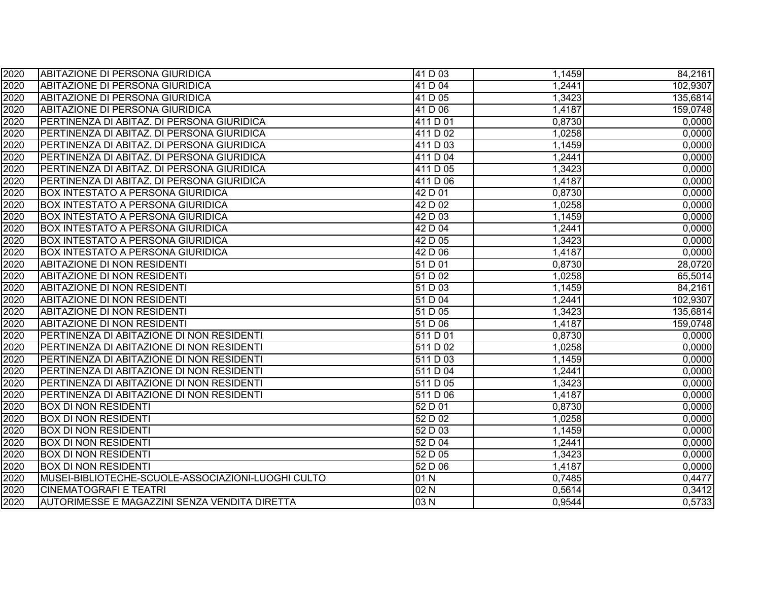| | | | | |
|---|---|---|---|---|
| 2020 | ABITAZIONE DI PERSONA GIURIDICA | 41 D 03 | 1,1459 | 84,2161 |
| 2020 | ABITAZIONE DI PERSONA GIURIDICA | 41 D 04 | 1,2441 | 102,9307 |
| 2020 | ABITAZIONE DI PERSONA GIURIDICA | 41 D 05 | 1,3423 | 135,6814 |
| 2020 | ABITAZIONE DI PERSONA GIURIDICA | 41 D 06 | 1,4187 | 159,0748 |
| 2020 | PERTINENZA DI ABITAZ. DI PERSONA GIURIDICA | 411 D 01 | 0,8730 | 0,0000 |
| 2020 | PERTINENZA DI ABITAZ. DI PERSONA GIURIDICA | 411 D 02 | 1,0258 | 0,0000 |
| 2020 | PERTINENZA DI ABITAZ. DI PERSONA GIURIDICA | 411 D 03 | 1,1459 | 0,0000 |
| 2020 | PERTINENZA DI ABITAZ. DI PERSONA GIURIDICA | 411 D 04 | 1,2441 | 0,0000 |
| 2020 | PERTINENZA DI ABITAZ. DI PERSONA GIURIDICA | 411 D 05 | 1,3423 | 0,0000 |
| 2020 | PERTINENZA DI ABITAZ. DI PERSONA GIURIDICA | 411 D 06 | 1,4187 | 0,0000 |
| 2020 | BOX INTESTATO A PERSONA GIURIDICA | 42 D 01 | 0,8730 | 0,0000 |
| 2020 | BOX INTESTATO A PERSONA GIURIDICA | 42 D 02 | 1,0258 | 0,0000 |
| 2020 | BOX INTESTATO A PERSONA GIURIDICA | 42 D 03 | 1,1459 | 0,0000 |
| 2020 | BOX INTESTATO A PERSONA GIURIDICA | 42 D 04 | 1,2441 | 0,0000 |
| 2020 | BOX INTESTATO A PERSONA GIURIDICA | 42 D 05 | 1,3423 | 0,0000 |
| 2020 | BOX INTESTATO A PERSONA GIURIDICA | 42 D 06 | 1,4187 | 0,0000 |
| 2020 | ABITAZIONE DI NON RESIDENTI | 51 D 01 | 0,8730 | 28,0720 |
| 2020 | ABITAZIONE DI NON RESIDENTI | 51 D 02 | 1,0258 | 65,5014 |
| 2020 | ABITAZIONE DI NON RESIDENTI | 51 D 03 | 1,1459 | 84,2161 |
| 2020 | ABITAZIONE DI NON RESIDENTI | 51 D 04 | 1,2441 | 102,9307 |
| 2020 | ABITAZIONE DI NON RESIDENTI | 51 D 05 | 1,3423 | 135,6814 |
| 2020 | ABITAZIONE DI NON RESIDENTI | 51 D 06 | 1,4187 | 159,0748 |
| 2020 | PERTINENZA DI ABITAZIONE DI NON RESIDENTI | 511 D 01 | 0,8730 | 0,0000 |
| 2020 | PERTINENZA DI ABITAZIONE DI NON RESIDENTI | 511 D 02 | 1,0258 | 0,0000 |
| 2020 | PERTINENZA DI ABITAZIONE DI NON RESIDENTI | 511 D 03 | 1,1459 | 0,0000 |
| 2020 | PERTINENZA DI ABITAZIONE DI NON RESIDENTI | 511 D 04 | 1,2441 | 0,0000 |
| 2020 | PERTINENZA DI ABITAZIONE DI NON RESIDENTI | 511 D 05 | 1,3423 | 0,0000 |
| 2020 | PERTINENZA DI ABITAZIONE DI NON RESIDENTI | 511 D 06 | 1,4187 | 0,0000 |
| 2020 | BOX DI NON RESIDENTI | 52 D 01 | 0,8730 | 0,0000 |
| 2020 | BOX DI NON RESIDENTI | 52 D 02 | 1,0258 | 0,0000 |
| 2020 | BOX DI NON RESIDENTI | 52 D 03 | 1,1459 | 0,0000 |
| 2020 | BOX DI NON RESIDENTI | 52 D 04 | 1,2441 | 0,0000 |
| 2020 | BOX DI NON RESIDENTI | 52 D 05 | 1,3423 | 0,0000 |
| 2020 | BOX DI NON RESIDENTI | 52 D 06 | 1,4187 | 0,0000 |
| 2020 | MUSEI-BIBLIOTECHE-SCUOLE-ASSOCIAZIONI-LUOGHI CULTO | 01 N | 0,7485 | 0,4477 |
| 2020 | CINEMATOGRAFI E TEATRI | 02 N | 0,5614 | 0,3412 |
| 2020 | AUTORIMESSE E MAGAZZINI SENZA VENDITA DIRETTA | 03 N | 0,9544 | 0,5733 |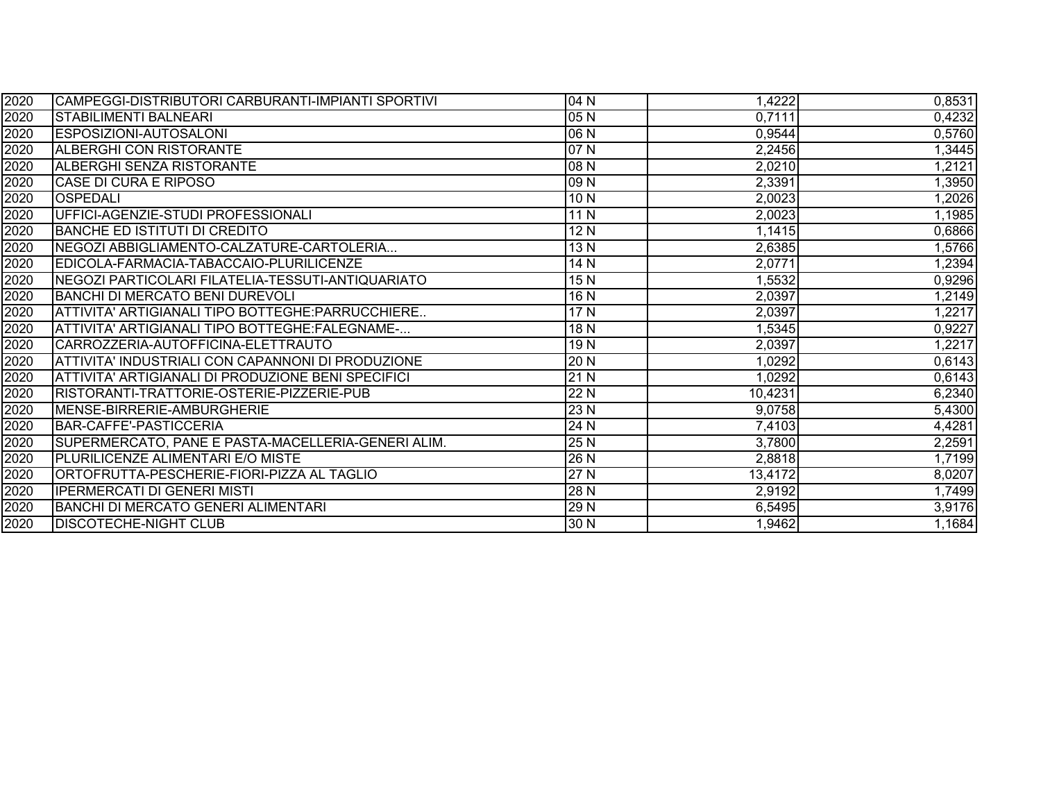| | | | | |
|---|---|---|---|---|
| 2020 | CAMPEGGI-DISTRIBUTORI CARBURANTI-IMPIANTI SPORTIVI | 04 N | 1,4222 | 0,8531 |
| 2020 | STABILIMENTI BALNEARI | 05 N | 0,7111 | 0,4232 |
| 2020 | ESPOSIZIONI-AUTOSALONI | 06 N | 0,9544 | 0,5760 |
| 2020 | ALBERGHI CON RISTORANTE | 07 N | 2,2456 | 1,3445 |
| 2020 | ALBERGHI SENZA RISTORANTE | 08 N | 2,0210 | 1,2121 |
| 2020 | CASE DI CURA E RIPOSO | 09 N | 2,3391 | 1,3950 |
| 2020 | OSPEDALI | 10 N | 2,0023 | 1,2026 |
| 2020 | UFFICI-AGENZIE-STUDI PROFESSIONALI | 11 N | 2,0023 | 1,1985 |
| 2020 | BANCHE ED ISTITUTI DI CREDITO | 12 N | 1,1415 | 0,6866 |
| 2020 | NEGOZI ABBIGLIAMENTO-CALZATURE-CARTOLERIA... | 13 N | 2,6385 | 1,5766 |
| 2020 | EDICOLA-FARMACIA-TABACCAIO-PLURILICENZE | 14 N | 2,0771 | 1,2394 |
| 2020 | NEGOZI PARTICOLARI FILATELIA-TESSUTI-ANTIQUARIATO | 15 N | 1,5532 | 0,9296 |
| 2020 | BANCHI DI MERCATO BENI DUREVOLI | 16 N | 2,0397 | 1,2149 |
| 2020 | ATTIVITA' ARTIGIANALI TIPO BOTTEGHE:PARRUCCHIERE.. | 17 N | 2,0397 | 1,2217 |
| 2020 | ATTIVITA' ARTIGIANALI TIPO BOTTEGHE:FALEGNAME-... | 18 N | 1,5345 | 0,9227 |
| 2020 | CARROZZERIA-AUTOFFICINA-ELETTRAUTO | 19 N | 2,0397 | 1,2217 |
| 2020 | ATTIVITA' INDUSTRIALI CON CAPANNONI DI PRODUZIONE | 20 N | 1,0292 | 0,6143 |
| 2020 | ATTIVITA' ARTIGIANALI DI PRODUZIONE BENI SPECIFICI | 21 N | 1,0292 | 0,6143 |
| 2020 | RISTORANTI-TRATTORIE-OSTERIE-PIZZERIE-PUB | 22 N | 10,4231 | 6,2340 |
| 2020 | MENSE-BIRRERIE-AMBURGHERIE | 23 N | 9,0758 | 5,4300 |
| 2020 | BAR-CAFFE'-PASTICCERIA | 24 N | 7,4103 | 4,4281 |
| 2020 | SUPERMERCATO, PANE E PASTA-MACELLERIA-GENERI ALIM. | 25 N | 3,7800 | 2,2591 |
| 2020 | PLURILICENZE ALIMENTARI E/O MISTE | 26 N | 2,8818 | 1,7199 |
| 2020 | ORTOFRUTTA-PESCHERIE-FIORI-PIZZA AL TAGLIO | 27 N | 13,4172 | 8,0207 |
| 2020 | IPERMERCATI DI GENERI MISTI | 28 N | 2,9192 | 1,7499 |
| 2020 | BANCHI DI MERCATO GENERI ALIMENTARI | 29 N | 6,5495 | 3,9176 |
| 2020 | DISCOTECHE-NIGHT CLUB | 30 N | 1,9462 | 1,1684 |